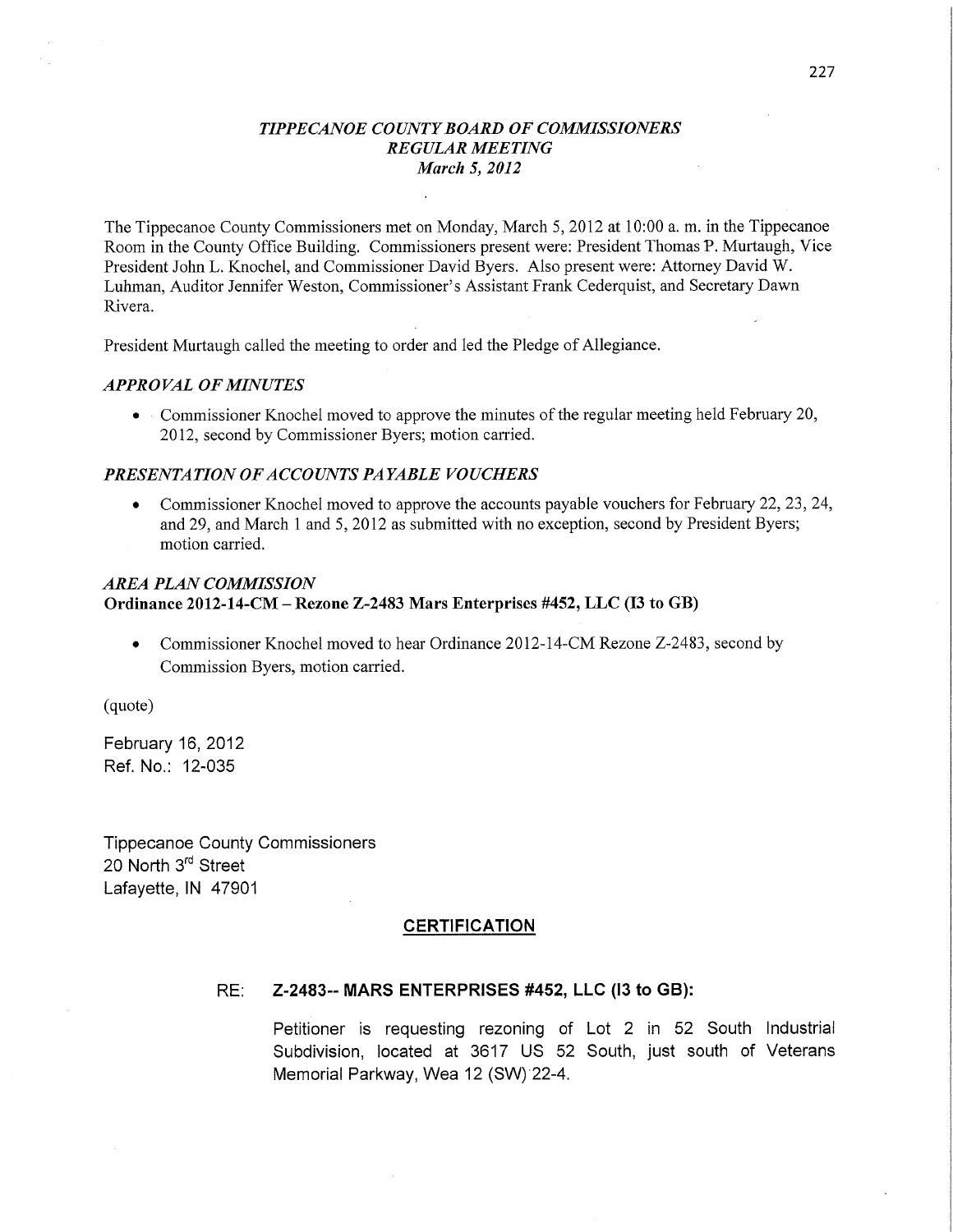# *TIPPECANOE COUNTY BOARD OF COMMISSIONERS*
## *REGULAR MEETING*
### *March 5, 2012*

The Tippecanoe County Commissioners met on Monday, March 5, 2012 at 10:00 a. m. in the Tippecanoe Room in the County Office Building. Commissioners present were: President Thomas P. Murtaugh, Vice President John L. Knochel, and Commissioner David Byers. Also present were: Attorney David W. Luhman, Auditor Jennifer Weston, Commissioner's Assistant Frank Cederquist, and Secretary Dawn Rivera.

President Murtaugh called the meeting to order and led the Pledge of Allegiance.

### *APPROVAL OF MINUTES*

- Commissioner Knochel moved to approve the minutes of the regular meeting held February 20, 2012, second by Commissioner Byers; motion carried.

### *PRESENTATION OF ACCOUNTS PAYABLE VOUCHERS*

- Commissioner Knochel moved to approve the accounts payable vouchers for February 22, 23, 24, and 29, and March 1 and 5, 2012 as submitted with no exception, second by President Byers; motion carried.

### *AREA PLAN COMMISSION*
**Ordinance 2012-14-CM – Rezone Z-2483 Mars Enterprises #452, LLC (I3 to GB)**

- Commissioner Knochel moved to hear Ordinance 2012-14-CM Rezone Z-2483, second by Commission Byers, motion carried.

(quote)

February 16, 2012
Ref. No.: 12-035

Tippecanoe County Commissioners
20 North 3rd Street
Lafayette, IN 47901

**CERTIFICATION**

RE: **Z-2483-- MARS ENTERPRISES #452, LLC (I3 to GB):**

Petitioner is requesting rezoning of Lot 2 in 52 South Industrial Subdivision, located at 3617 US 52 South, just south of Veterans Memorial Parkway, Wea 12 (SW) 22-4.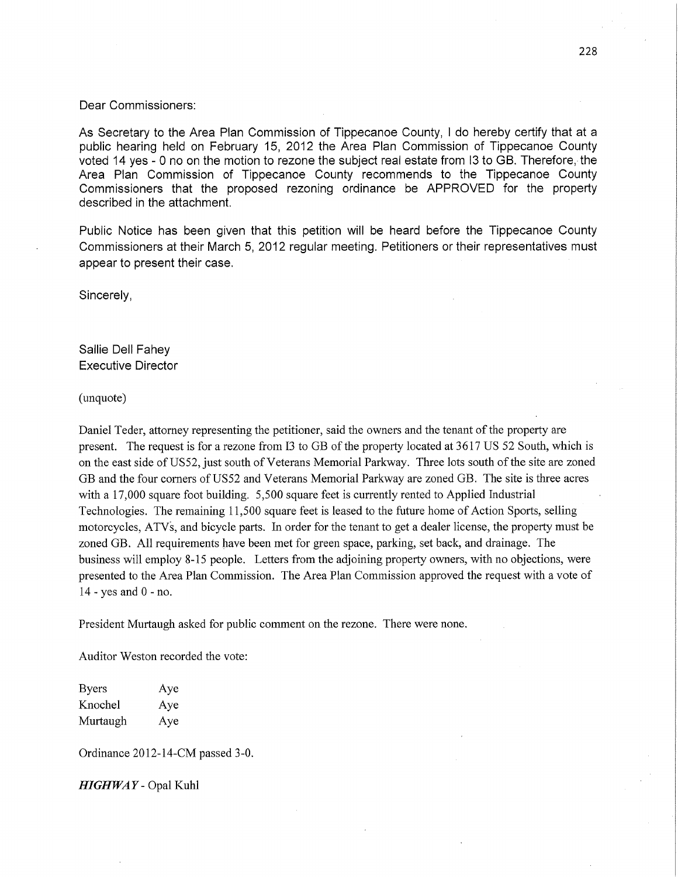Dear Commissioners:

As Secretary to the Area Plan Commission of Tippecanoe County, I do hereby certify that at a public hearing held on February 15, 2012 the Area Plan Commission of Tippecanoe County voted 14 yes - 0 no on the motion to rezone the subject real estate from I3 to GB. Therefore, the Area Plan Commission of Tippecanoe County recommends to the Tippecanoe County Commissioners that the proposed rezoning ordinance be APPROVED for the property described in the attachment.

Public Notice has been given that this petition will be heard before the Tippecanoe County Commissioners at their March 5, 2012 regular meeting. Petitioners or their representatives must appear to present their case.

Sincerely,

Sallie Dell Fahey
Executive Director

(unquote)

Daniel Teder, attorney representing the petitioner, said the owners and the tenant of the property are present. The request is for a rezone from I3 to GB of the property located at 3617 US 52 South, which is on the east side of US52, just south of Veterans Memorial Parkway. Three lots south of the site are zoned GB and the four corners of US52 and Veterans Memorial Parkway are zoned GB. The site is three acres with a 17,000 square foot building. 5,500 square feet is currently rented to Applied Industrial Technologies. The remaining 11,500 square feet is leased to the future home of Action Sports, selling motorcycles, ATVs, and bicycle parts. In order for the tenant to get a dealer license, the property must be zoned GB. All requirements have been met for green space, parking, set back, and drainage. The business will employ 8-15 people. Letters from the adjoining property owners, with no objections, were presented to the Area Plan Commission. The Area Plan Commission approved the request with a vote of 14 - yes and 0 - no.

President Murtaugh asked for public comment on the rezone. There were none.

Auditor Weston recorded the vote:

| | |
|---|---|
| Byers | Aye |
| Knochel | Aye |
| Murtaugh | Aye |

Ordinance 2012-14-CM passed 3-0.

***HIGHWAY*** - Opal Kuhl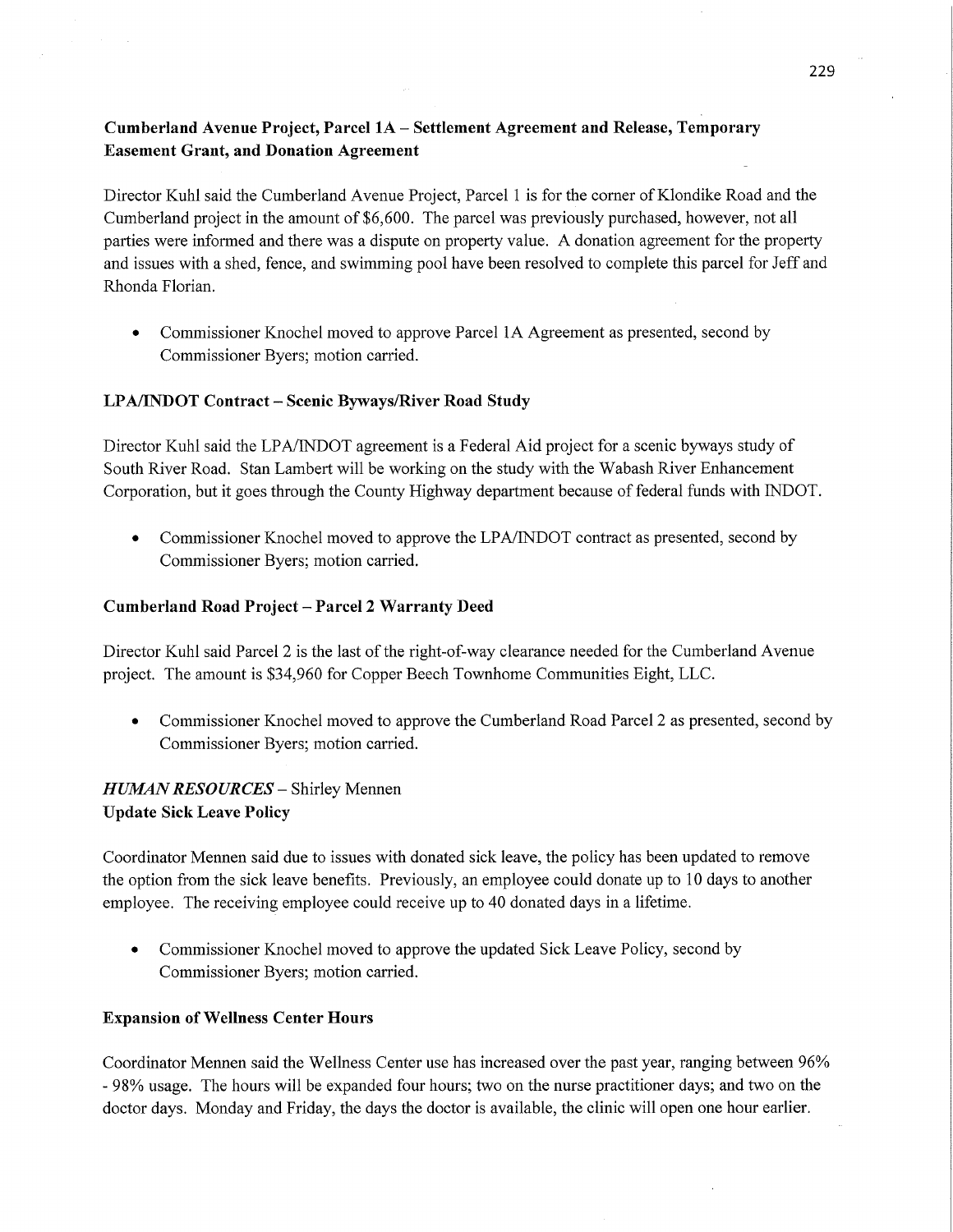**Cumberland Avenue Project, Parcel 1A – Settlement Agreement and Release, Temporary Easement Grant, and Donation Agreement**

Director Kuhl said the Cumberland Avenue Project, Parcel 1 is for the corner of Klondike Road and the Cumberland project in the amount of $6,600. The parcel was previously purchased, however, not all parties were informed and there was a dispute on property value. A donation agreement for the property and issues with a shed, fence, and swimming pool have been resolved to complete this parcel for Jeff and Rhonda Florian.

- Commissioner Knochel moved to approve Parcel 1A Agreement as presented, second by Commissioner Byers; motion carried.

**LPA/INDOT Contract – Scenic Byways/River Road Study**

Director Kuhl said the LPA/INDOT agreement is a Federal Aid project for a scenic byways study of South River Road. Stan Lambert will be working on the study with the Wabash River Enhancement Corporation, but it goes through the County Highway department because of federal funds with INDOT.

- Commissioner Knochel moved to approve the LPA/INDOT contract as presented, second by Commissioner Byers; motion carried.

**Cumberland Road Project – Parcel 2 Warranty Deed**

Director Kuhl said Parcel 2 is the last of the right-of-way clearance needed for the Cumberland Avenue project. The amount is $34,960 for Copper Beech Townhome Communities Eight, LLC.

- Commissioner Knochel moved to approve the Cumberland Road Parcel 2 as presented, second by Commissioner Byers; motion carried.

***HUMAN RESOURCES*** – Shirley Mennen
**Update Sick Leave Policy**

Coordinator Mennen said due to issues with donated sick leave, the policy has been updated to remove the option from the sick leave benefits. Previously, an employee could donate up to 10 days to another employee. The receiving employee could receive up to 40 donated days in a lifetime.

- Commissioner Knochel moved to approve the updated Sick Leave Policy, second by Commissioner Byers; motion carried.

**Expansion of Wellness Center Hours**

Coordinator Mennen said the Wellness Center use has increased over the past year, ranging between 96% - 98% usage. The hours will be expanded four hours; two on the nurse practitioner days; and two on the doctor days. Monday and Friday, the days the doctor is available, the clinic will open one hour earlier.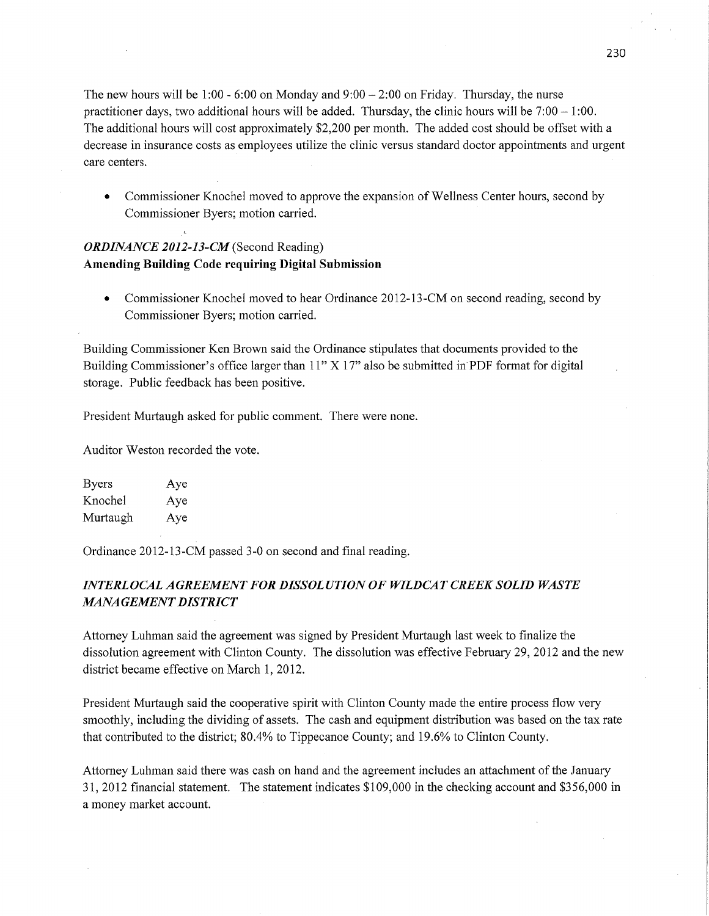The new hours will be 1:00 - 6:00 on Monday and 9:00 – 2:00 on Friday. Thursday, the nurse practitioner days, two additional hours will be added. Thursday, the clinic hours will be 7:00 – 1:00. The additional hours will cost approximately $2,200 per month. The added cost should be offset with a decrease in insurance costs as employees utilize the clinic versus standard doctor appointments and urgent care centers.

- Commissioner Knochel moved to approve the expansion of Wellness Center hours, second by Commissioner Byers; motion carried.

***ORDINANCE 2012-13-CM*** **(Second Reading)**
**Amending Building Code requiring Digital Submission**

- Commissioner Knochel moved to hear Ordinance 2012-13-CM on second reading, second by Commissioner Byers; motion carried.

Building Commissioner Ken Brown said the Ordinance stipulates that documents provided to the Building Commissioner's office larger than 11" X 17" also be submitted in PDF format for digital storage. Public feedback has been positive.

President Murtaugh asked for public comment. There were none.

Auditor Weston recorded the vote.

| | |
|---|---|
| Byers | Aye |
| Knochel | Aye |
| Murtaugh | Aye |

Ordinance 2012-13-CM passed 3-0 on second and final reading.

***INTERLOCAL AGREEMENT FOR DISSOLUTION OF WILDCAT CREEK SOLID WASTE MANAGEMENT DISTRICT***

Attorney Luhman said the agreement was signed by President Murtaugh last week to finalize the dissolution agreement with Clinton County. The dissolution was effective February 29, 2012 and the new district became effective on March 1, 2012.

President Murtaugh said the cooperative spirit with Clinton County made the entire process flow very smoothly, including the dividing of assets. The cash and equipment distribution was based on the tax rate that contributed to the district; 80.4% to Tippecanoe County; and 19.6% to Clinton County.

Attorney Luhman said there was cash on hand and the agreement includes an attachment of the January 31, 2012 financial statement. The statement indicates $109,000 in the checking account and $356,000 in a money market account.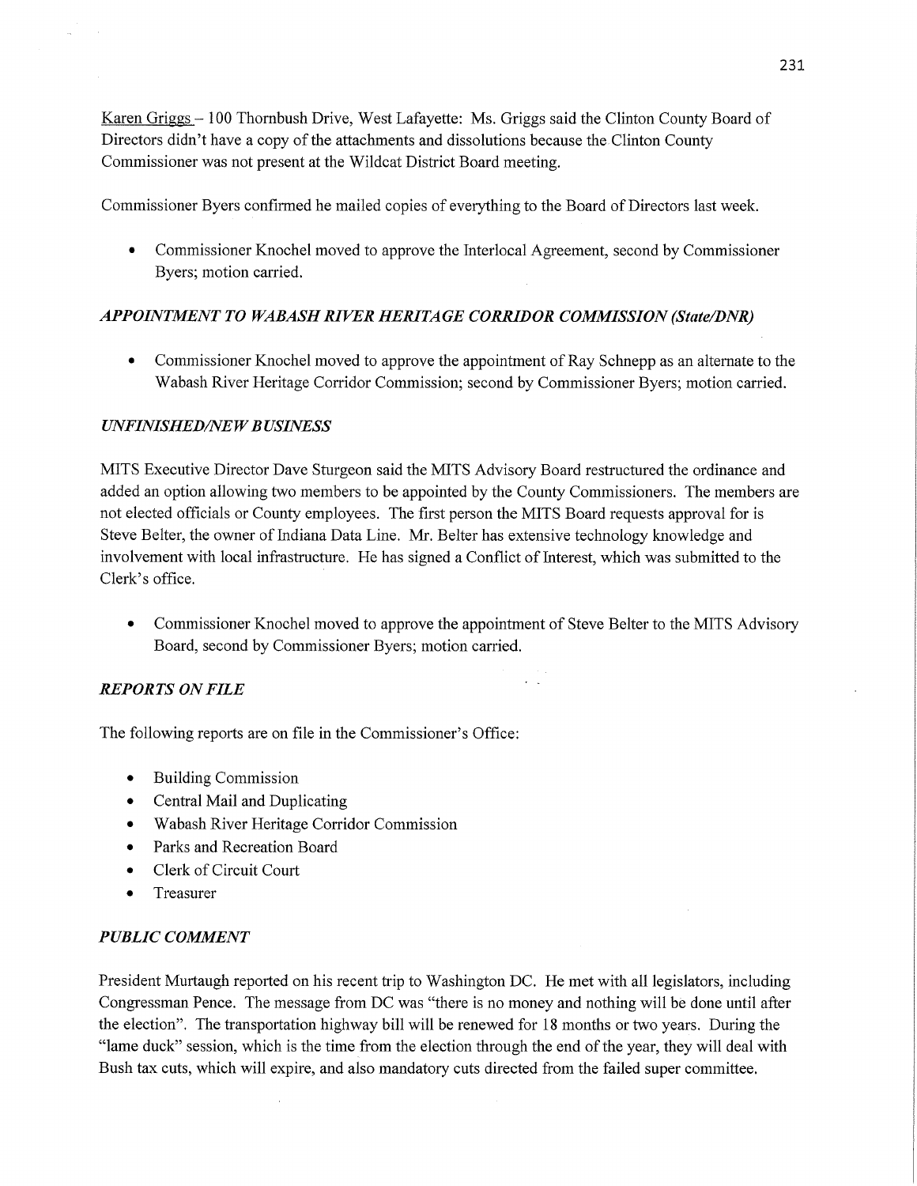Karen Griggs – 100 Thornbush Drive, West Lafayette: Ms. Griggs said the Clinton County Board of Directors didn't have a copy of the attachments and dissolutions because the Clinton County Commissioner was not present at the Wildcat District Board meeting.

Commissioner Byers confirmed he mailed copies of everything to the Board of Directors last week.

- Commissioner Knochel moved to approve the Interlocal Agreement, second by Commissioner Byers; motion carried.

### *APPOINTMENT TO WABASH RIVER HERITAGE CORRIDOR COMMISSION (State/DNR)*

- Commissioner Knochel moved to approve the appointment of Ray Schnepp as an alternate to the Wabash River Heritage Corridor Commission; second by Commissioner Byers; motion carried.

### *UNFINISHED/NEW BUSINESS*

MITS Executive Director Dave Sturgeon said the MITS Advisory Board restructured the ordinance and added an option allowing two members to be appointed by the County Commissioners. The members are not elected officials or County employees. The first person the MITS Board requests approval for is Steve Belter, the owner of Indiana Data Line. Mr. Belter has extensive technology knowledge and involvement with local infrastructure. He has signed a Conflict of Interest, which was submitted to the Clerk's office.

- Commissioner Knochel moved to approve the appointment of Steve Belter to the MITS Advisory Board, second by Commissioner Byers; motion carried.

### *REPORTS ON FILE*

The following reports are on file in the Commissioner's Office:

- Building Commission
- Central Mail and Duplicating
- Wabash River Heritage Corridor Commission
- Parks and Recreation Board
- Clerk of Circuit Court
- Treasurer

### *PUBLIC COMMENT*

President Murtaugh reported on his recent trip to Washington DC. He met with all legislators, including Congressman Pence. The message from DC was "there is no money and nothing will be done until after the election". The transportation highway bill will be renewed for 18 months or two years. During the "lame duck" session, which is the time from the election through the end of the year, they will deal with Bush tax cuts, which will expire, and also mandatory cuts directed from the failed super committee.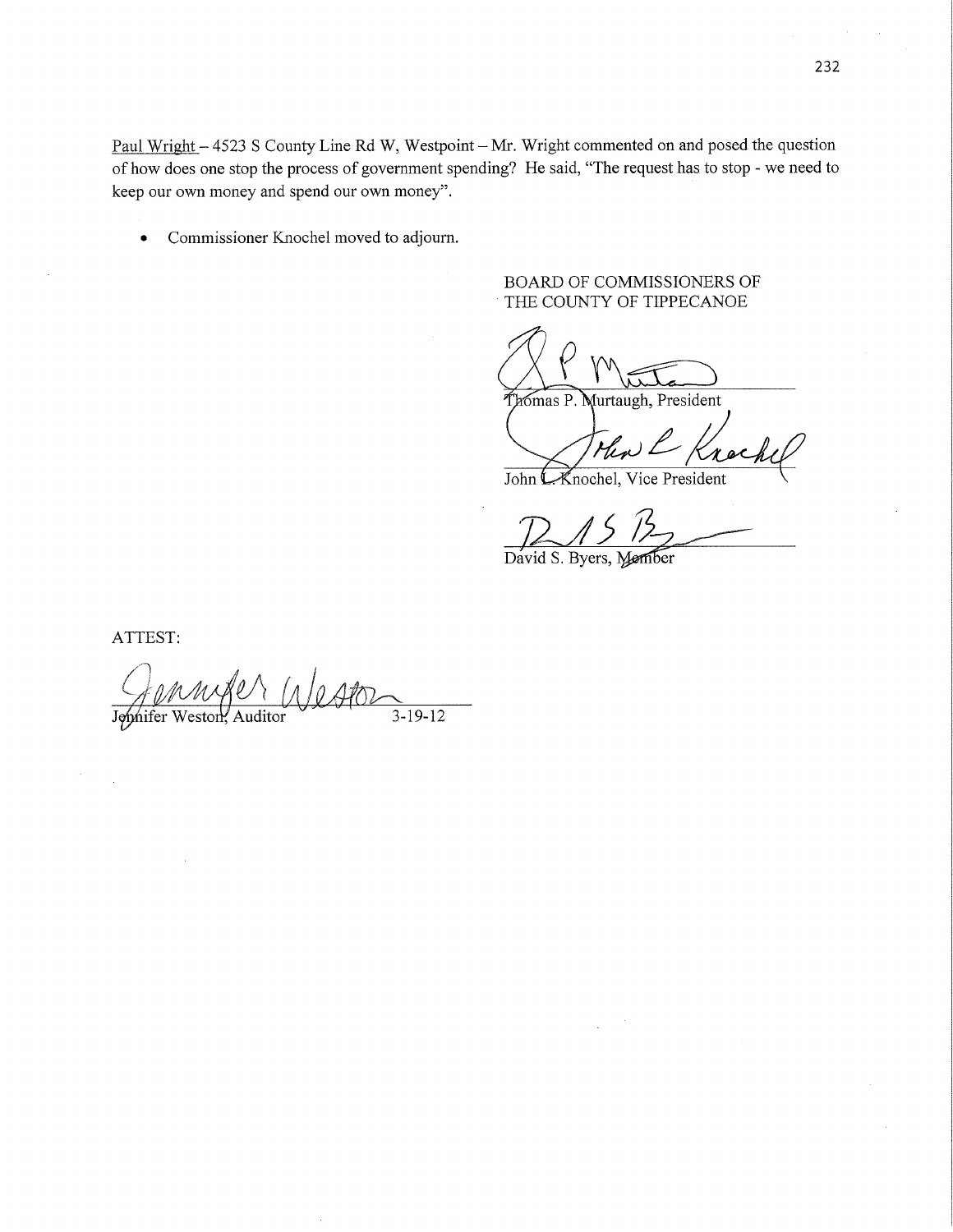Paul Wright – 4523 S County Line Rd W, Westpoint – Mr. Wright commented on and posed the question of how does one stop the process of government spending? He said, "The request has to stop - we need to keep our own money and spend our own money".

- Commissioner Knochel moved to adjourn.

BOARD OF COMMISSIONERS OF
THE COUNTY OF TIPPECANOE

Thomas P. Murtaugh, President

John L. Knochel, Vice President

David S. Byers, Member

ATTEST:

Jennifer Weston, Auditor 3-19-12